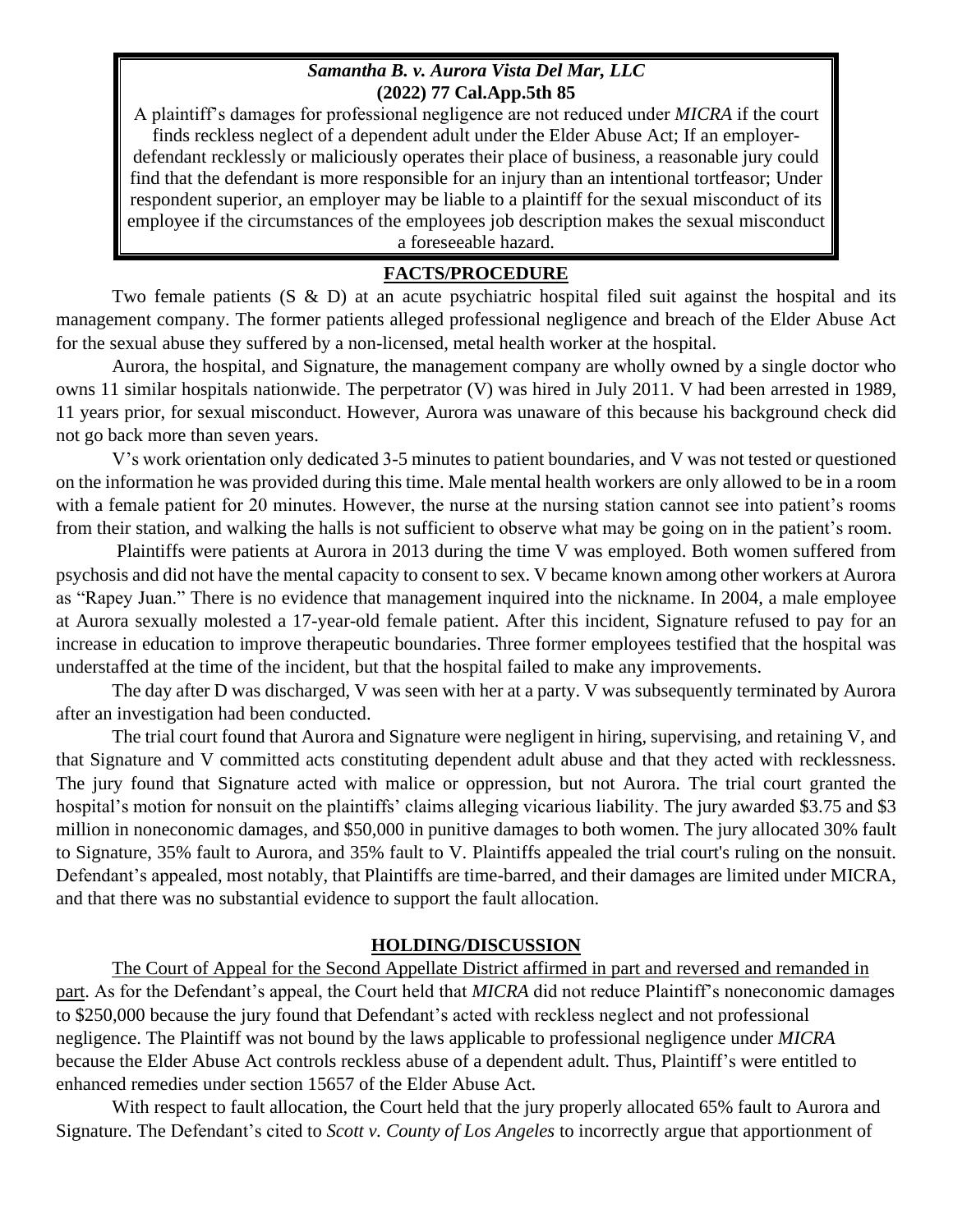***Samantha B. v. Aurora Vista Del Mar, LLC***
**(2022) 77 Cal.App.5th 85**

A plaintiff's damages for professional negligence are not reduced under *MICRA* if the court finds reckless neglect of a dependent adult under the Elder Abuse Act; If an employer-defendant recklessly or maliciously operates their place of business, a reasonable jury could find that the defendant is more responsible for an injury than an intentional tortfeasor; Under respondent superior, an employer may be liable to a plaintiff for the sexual misconduct of its employee if the circumstances of the employees job description makes the sexual misconduct a foreseeable hazard.

## FACTS/PROCEDURE

Two female patients (S & D) at an acute psychiatric hospital filed suit against the hospital and its management company. The former patients alleged professional negligence and breach of the Elder Abuse Act for the sexual abuse they suffered by a non-licensed, metal health worker at the hospital.

Aurora, the hospital, and Signature, the management company are wholly owned by a single doctor who owns 11 similar hospitals nationwide. The perpetrator (V) was hired in July 2011. V had been arrested in 1989, 11 years prior, for sexual misconduct. However, Aurora was unaware of this because his background check did not go back more than seven years.

V's work orientation only dedicated 3-5 minutes to patient boundaries, and V was not tested or questioned on the information he was provided during this time. Male mental health workers are only allowed to be in a room with a female patient for 20 minutes. However, the nurse at the nursing station cannot see into patient's rooms from their station, and walking the halls is not sufficient to observe what may be going on in the patient's room.

Plaintiffs were patients at Aurora in 2013 during the time V was employed. Both women suffered from psychosis and did not have the mental capacity to consent to sex. V became known among other workers at Aurora as "Rapey Juan." There is no evidence that management inquired into the nickname. In 2004, a male employee at Aurora sexually molested a 17-year-old female patient. After this incident, Signature refused to pay for an increase in education to improve therapeutic boundaries. Three former employees testified that the hospital was understaffed at the time of the incident, but that the hospital failed to make any improvements.

The day after D was discharged, V was seen with her at a party. V was subsequently terminated by Aurora after an investigation had been conducted.

The trial court found that Aurora and Signature were negligent in hiring, supervising, and retaining V, and that Signature and V committed acts constituting dependent adult abuse and that they acted with recklessness. The jury found that Signature acted with malice or oppression, but not Aurora. The trial court granted the hospital's motion for nonsuit on the plaintiffs' claims alleging vicarious liability. The jury awarded \$3.75 and \$3 million in noneconomic damages, and \$50,000 in punitive damages to both women. The jury allocated 30% fault to Signature, 35% fault to Aurora, and 35% fault to V. Plaintiffs appealed the trial court's ruling on the nonsuit. Defendant's appealed, most notably, that Plaintiffs are time-barred, and their damages are limited under MICRA, and that there was no substantial evidence to support the fault allocation.

## HOLDING/DISCUSSION

<u>The Court of Appeal for the Second Appellate District affirmed in part and reversed and remanded in part</u>. As for the Defendant's appeal, the Court held that *MICRA* did not reduce Plaintiff's noneconomic damages to \$250,000 because the jury found that Defendant's acted with reckless neglect and not professional negligence. The Plaintiff was not bound by the laws applicable to professional negligence under *MICRA* because the Elder Abuse Act controls reckless abuse of a dependent adult. Thus, Plaintiff's were entitled to enhanced remedies under section 15657 of the Elder Abuse Act.

With respect to fault allocation, the Court held that the jury properly allocated 65% fault to Aurora and Signature. The Defendant's cited to *Scott v. County of Los Angeles* to incorrectly argue that apportionment of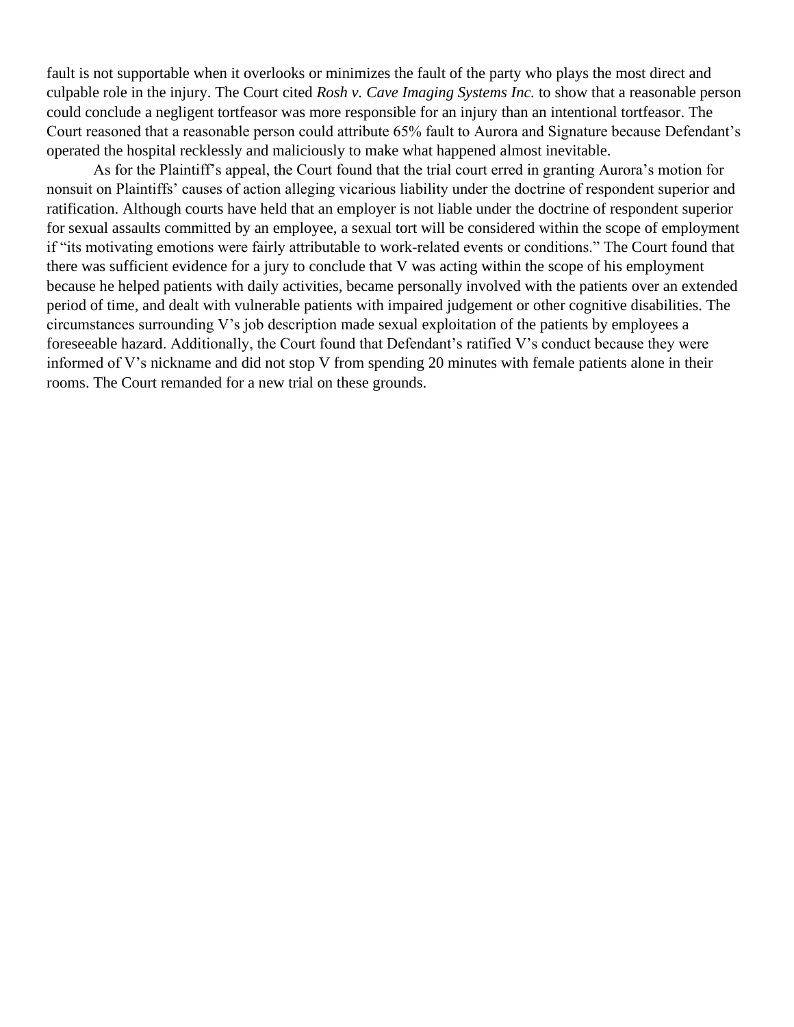fault is not supportable when it overlooks or minimizes the fault of the party who plays the most direct and culpable role in the injury. The Court cited *Rosh v. Cave Imaging Systems Inc.* to show that a reasonable person could conclude a negligent tortfeasor was more responsible for an injury than an intentional tortfeasor. The Court reasoned that a reasonable person could attribute 65% fault to Aurora and Signature because Defendant's operated the hospital recklessly and maliciously to make what happened almost inevitable.

As for the Plaintiff's appeal, the Court found that the trial court erred in granting Aurora's motion for nonsuit on Plaintiffs' causes of action alleging vicarious liability under the doctrine of respondent superior and ratification. Although courts have held that an employer is not liable under the doctrine of respondent superior for sexual assaults committed by an employee, a sexual tort will be considered within the scope of employment if "its motivating emotions were fairly attributable to work-related events or conditions." The Court found that there was sufficient evidence for a jury to conclude that V was acting within the scope of his employment because he helped patients with daily activities, became personally involved with the patients over an extended period of time, and dealt with vulnerable patients with impaired judgement or other cognitive disabilities. The circumstances surrounding V's job description made sexual exploitation of the patients by employees a foreseeable hazard. Additionally, the Court found that Defendant's ratified V's conduct because they were informed of V's nickname and did not stop V from spending 20 minutes with female patients alone in their rooms. The Court remanded for a new trial on these grounds.